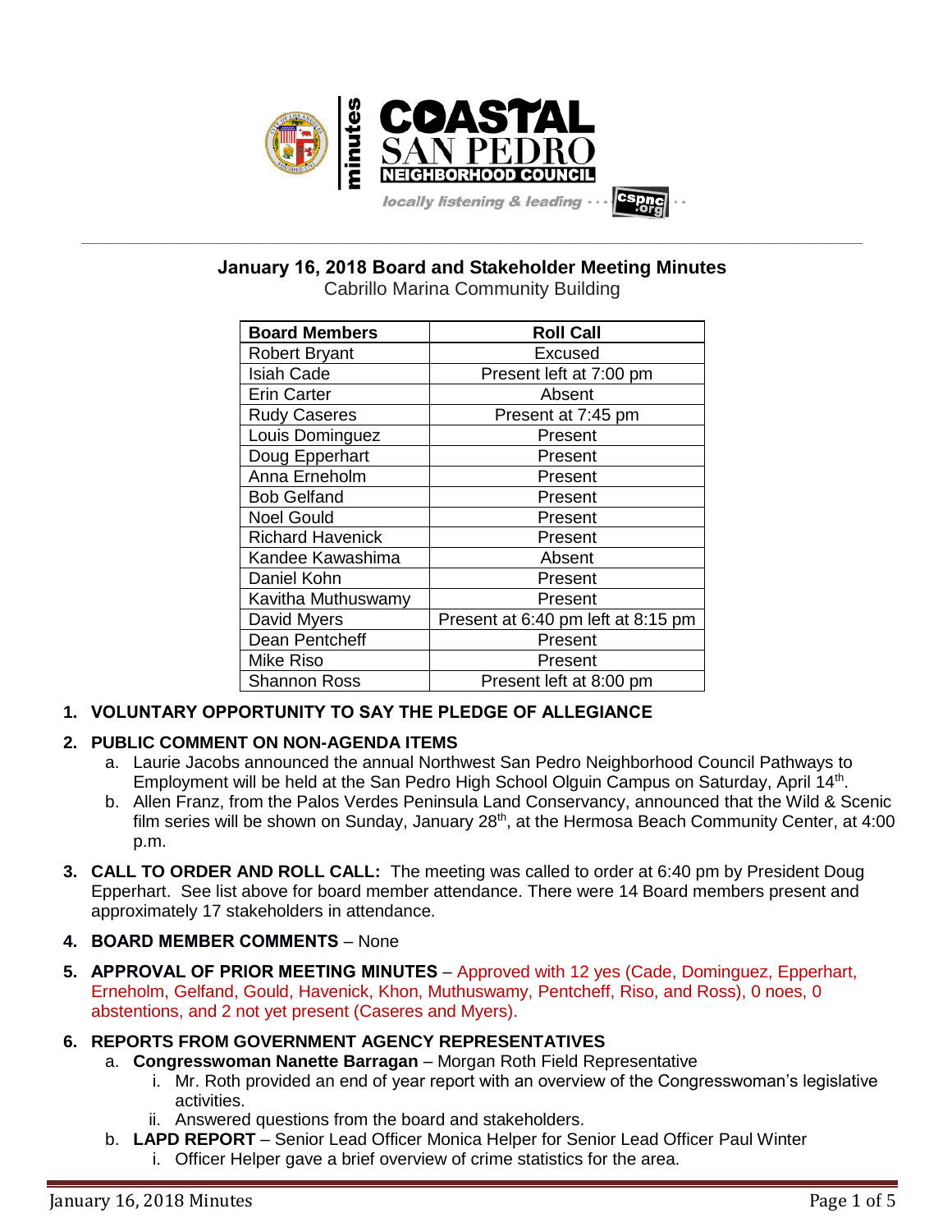# Coastal San Pedro Neighborhood Council minutes

locally listening & leading · · · cspnc.org

## January 16, 2018 Board and Stakeholder Meeting Minutes

Cabrillo Marina Community Building

| Board Members | Roll Call |
|---|---|
| Robert Bryant | Excused |
| Isiah Cade | Present left at 7:00 pm |
| Erin Carter | Absent |
| Rudy Caseres | Present at 7:45 pm |
| Louis Dominguez | Present |
| Doug Epperhart | Present |
| Anna Erneholm | Present |
| Bob Gelfand | Present |
| Noel Gould | Present |
| Richard Havenick | Present |
| Kandee Kawashima | Absent |
| Daniel Kohn | Present |
| Kavitha Muthuswamy | Present |
| David Myers | Present at 6:40 pm left at 8:15 pm |
| Dean Pentcheff | Present |
| Mike Riso | Present |
| Shannon Ross | Present left at 8:00 pm |

1. **VOLUNTARY OPPORTUNITY TO SAY THE PLEDGE OF ALLEGIANCE**
2. **PUBLIC COMMENT ON NON-AGENDA ITEMS**
   a. Laurie Jacobs announced the annual Northwest San Pedro Neighborhood Council Pathways to Employment will be held at the San Pedro High School Olguin Campus on Saturday, April 14th.
   b. Allen Franz, from the Palos Verdes Peninsula Land Conservancy, announced that the Wild & Scenic film series will be shown on Sunday, January 28th, at the Hermosa Beach Community Center, at 4:00 p.m.
3. **CALL TO ORDER AND ROLL CALL:** The meeting was called to order at 6:40 pm by President Doug Epperhart. See list above for board member attendance. There were 14 Board members present and approximately 17 stakeholders in attendance.
4. **BOARD MEMBER COMMENTS** – None
5. **APPROVAL OF PRIOR MEETING MINUTES** – Approved with 12 yes (Cade, Dominguez, Epperhart, Erneholm, Gelfand, Gould, Havenick, Khon, Muthuswamy, Pentcheff, Riso, and Ross), 0 noes, 0 abstentions, and 2 not yet present (Caseres and Myers).
6. **REPORTS FROM GOVERNMENT AGENCY REPRESENTATIVES**
   a. **Congresswoman Nanette Barragan** – Morgan Roth Field Representative
      i. Mr. Roth provided an end of year report with an overview of the Congresswoman's legislative activities.
      ii. Answered questions from the board and stakeholders.
   b. **LAPD REPORT** – Senior Lead Officer Monica Helper for Senior Lead Officer Paul Winter
      i. Officer Helper gave a brief overview of crime statistics for the area.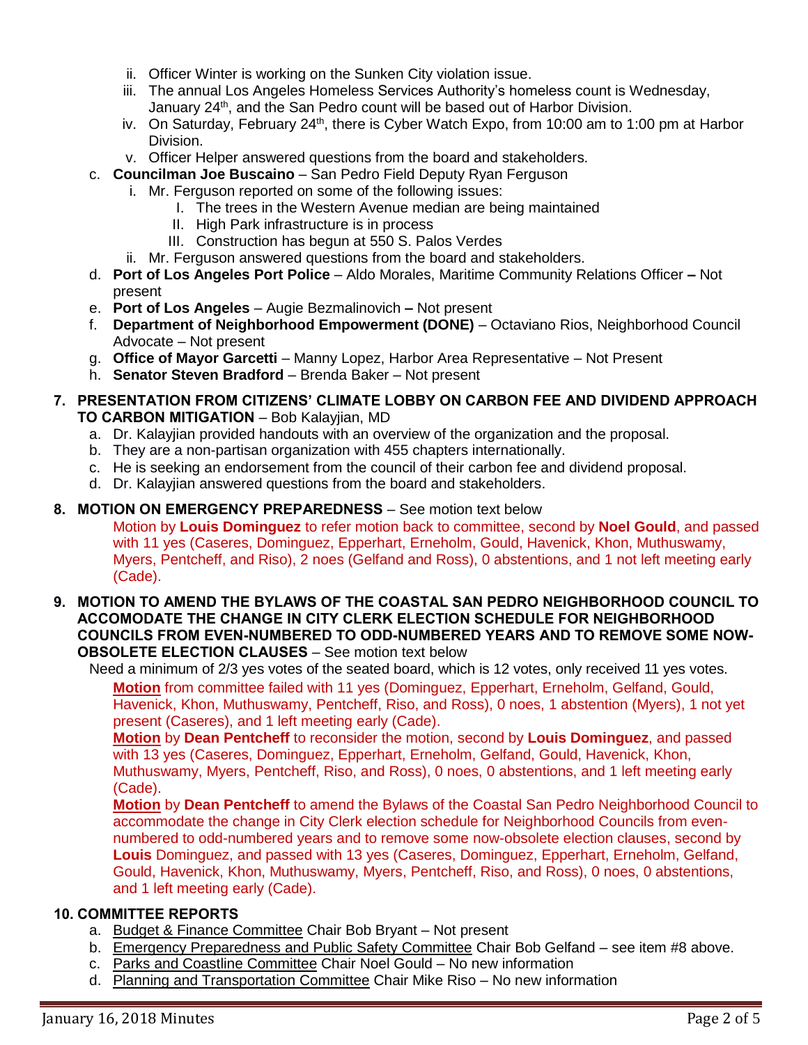- ii. Officer Winter is working on the Sunken City violation issue.
   - iii. The annual Los Angeles Homeless Services Authority's homeless count is Wednesday, January 24th, and the San Pedro count will be based out of Harbor Division.
   - iv. On Saturday, February 24th, there is Cyber Watch Expo, from 10:00 am to 1:00 pm at Harbor Division.
   - v. Officer Helper answered questions from the board and stakeholders.

c. **Councilman Joe Buscaino** – San Pedro Field Deputy Ryan Ferguson
   - i. Mr. Ferguson reported on some of the following issues:
     - I. The trees in the Western Avenue median are being maintained
     - II. High Park infrastructure is in process
     - III. Construction has begun at 550 S. Palos Verdes
   - ii. Mr. Ferguson answered questions from the board and stakeholders.

d. **Port of Los Angeles Port Police** – Aldo Morales, Maritime Community Relations Officer **–** Not present

e. **Port of Los Angeles** – Augie Bezmalinovich **–** Not present

f. **Department of Neighborhood Empowerment (DONE)** – Octaviano Rios, Neighborhood Council Advocate – Not present

g. **Office of Mayor Garcetti** – Manny Lopez, Harbor Area Representative – Not Present

h. **Senator Steven Bradford** – Brenda Baker – Not present

**7. PRESENTATION FROM CITIZENS' CLIMATE LOBBY ON CARBON FEE AND DIVIDEND APPROACH TO CARBON MITIGATION** – Bob Kalayjian, MD

a. Dr. Kalayjian provided handouts with an overview of the organization and the proposal.
b. They are a non-partisan organization with 455 chapters internationally.
c. He is seeking an endorsement from the council of their carbon fee and dividend proposal.
d. Dr. Kalayjian answered questions from the board and stakeholders.

**8. MOTION ON EMERGENCY PREPAREDNESS** – See motion text below

Motion by **Louis Dominguez** to refer motion back to committee, second by **Noel Gould**, and passed with 11 yes (Caseres, Dominguez, Epperhart, Erneholm, Gould, Havenick, Khon, Muthuswamy, Myers, Pentcheff, and Riso), 2 noes (Gelfand and Ross), 0 abstentions, and 1 not left meeting early (Cade).

**9. MOTION TO AMEND THE BYLAWS OF THE COASTAL SAN PEDRO NEIGHBORHOOD COUNCIL TO ACCOMODATE THE CHANGE IN CITY CLERK ELECTION SCHEDULE FOR NEIGHBORHOOD COUNCILS FROM EVEN-NUMBERED TO ODD-NUMBERED YEARS AND TO REMOVE SOME NOW-OBSOLETE ELECTION CLAUSES** – See motion text below

Need a minimum of 2/3 yes votes of the seated board, which is 12 votes, only received 11 yes votes.

**Motion** from committee failed with 11 yes (Dominguez, Epperhart, Erneholm, Gelfand, Gould, Havenick, Khon, Muthuswamy, Pentcheff, Riso, and Ross), 0 noes, 1 abstention (Myers), 1 not yet present (Caseres), and 1 left meeting early (Cade).

**Motion** by **Dean Pentcheff** to reconsider the motion, second by **Louis Dominguez**, and passed with 13 yes (Caseres, Dominguez, Epperhart, Erneholm, Gelfand, Gould, Havenick, Khon, Muthuswamy, Myers, Pentcheff, Riso, and Ross), 0 noes, 0 abstentions, and 1 left meeting early (Cade).

**Motion** by **Dean Pentcheff** to amend the Bylaws of the Coastal San Pedro Neighborhood Council to accommodate the change in City Clerk election schedule for Neighborhood Councils from even-numbered to odd-numbered years and to remove some now-obsolete election clauses, second by **Louis** Dominguez, and passed with 13 yes (Caseres, Dominguez, Epperhart, Erneholm, Gelfand, Gould, Havenick, Khon, Muthuswamy, Myers, Pentcheff, Riso, and Ross), 0 noes, 0 abstentions, and 1 left meeting early (Cade).

**10. COMMITTEE REPORTS**

a. Budget & Finance Committee Chair Bob Bryant – Not present
b. Emergency Preparedness and Public Safety Committee Chair Bob Gelfand – see item #8 above.
c. Parks and Coastline Committee Chair Noel Gould – No new information
d. Planning and Transportation Committee Chair Mike Riso – No new information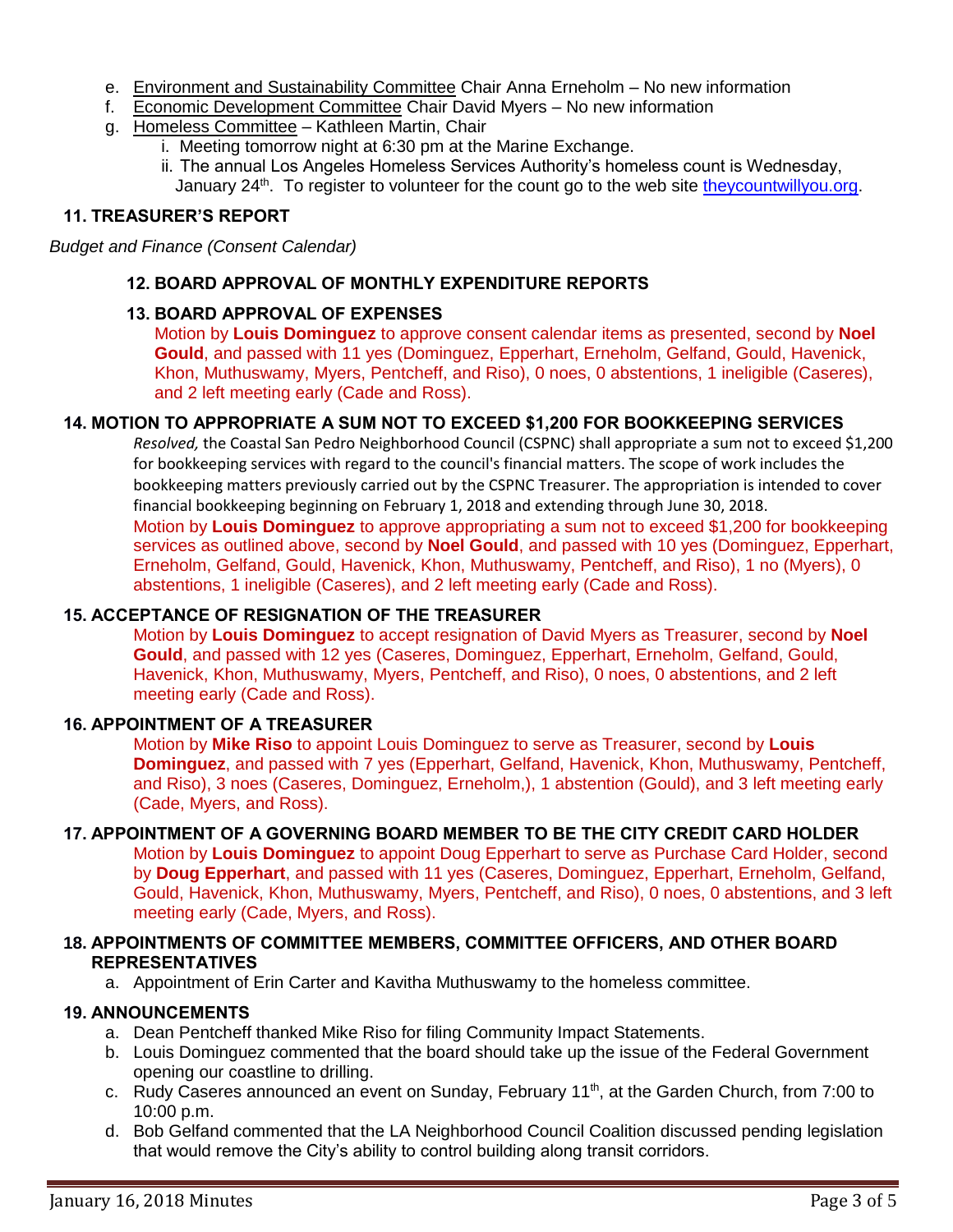e. Environment and Sustainability Committee Chair Anna Erneholm – No new information
f. Economic Development Committee Chair David Myers – No new information
g. Homeless Committee – Kathleen Martin, Chair
    i. Meeting tomorrow night at 6:30 pm at the Marine Exchange.
    ii. The annual Los Angeles Homeless Services Authority's homeless count is Wednesday, January 24th. To register to volunteer for the count go to the web site theycountwillyou.org.

### 11. TREASURER'S REPORT

*Budget and Finance (Consent Calendar)*

### 12. BOARD APPROVAL OF MONTHLY EXPENDITURE REPORTS

### 13. BOARD APPROVAL OF EXPENSES

Motion by **Louis Dominguez** to approve consent calendar items as presented, second by **Noel Gould**, and passed with 11 yes (Dominguez, Epperhart, Erneholm, Gelfand, Gould, Havenick, Khon, Muthuswamy, Myers, Pentcheff, and Riso), 0 noes, 0 abstentions, 1 ineligible (Caseres), and 2 left meeting early (Cade and Ross).

### 14. MOTION TO APPROPRIATE A SUM NOT TO EXCEED $1,200 FOR BOOKKEEPING SERVICES

*Resolved,* the Coastal San Pedro Neighborhood Council (CSPNC) shall appropriate a sum not to exceed $1,200 for bookkeeping services with regard to the council's financial matters. The scope of work includes the bookkeeping matters previously carried out by the CSPNC Treasurer. The appropriation is intended to cover financial bookkeeping beginning on February 1, 2018 and extending through June 30, 2018.

Motion by **Louis Dominguez** to approve appropriating a sum not to exceed $1,200 for bookkeeping services as outlined above, second by **Noel Gould**, and passed with 10 yes (Dominguez, Epperhart, Erneholm, Gelfand, Gould, Havenick, Khon, Muthuswamy, Pentcheff, and Riso), 1 no (Myers), 0 abstentions, 1 ineligible (Caseres), and 2 left meeting early (Cade and Ross).

### 15. ACCEPTANCE OF RESIGNATION OF THE TREASURER

Motion by **Louis Dominguez** to accept resignation of David Myers as Treasurer, second by **Noel Gould**, and passed with 12 yes (Caseres, Dominguez, Epperhart, Erneholm, Gelfand, Gould, Havenick, Khon, Muthuswamy, Myers, Pentcheff, and Riso), 0 noes, 0 abstentions, and 2 left meeting early (Cade and Ross).

### 16. APPOINTMENT OF A TREASURER

Motion by **Mike Riso** to appoint Louis Dominguez to serve as Treasurer, second by **Louis Dominguez**, and passed with 7 yes (Epperhart, Gelfand, Havenick, Khon, Muthuswamy, Pentcheff, and Riso), 3 noes (Caseres, Dominguez, Erneholm,), 1 abstention (Gould), and 3 left meeting early (Cade, Myers, and Ross).

### 17. APPOINTMENT OF A GOVERNING BOARD MEMBER TO BE THE CITY CREDIT CARD HOLDER

Motion by **Louis Dominguez** to appoint Doug Epperhart to serve as Purchase Card Holder, second by **Doug Epperhart**, and passed with 11 yes (Caseres, Dominguez, Epperhart, Erneholm, Gelfand, Gould, Havenick, Khon, Muthuswamy, Myers, Pentcheff, and Riso), 0 noes, 0 abstentions, and 3 left meeting early (Cade, Myers, and Ross).

### 18. APPOINTMENTS OF COMMITTEE MEMBERS, COMMITTEE OFFICERS, AND OTHER BOARD REPRESENTATIVES

a. Appointment of Erin Carter and Kavitha Muthuswamy to the homeless committee.

### 19. ANNOUNCEMENTS

a. Dean Pentcheff thanked Mike Riso for filing Community Impact Statements.
b. Louis Dominguez commented that the board should take up the issue of the Federal Government opening our coastline to drilling.
c. Rudy Caseres announced an event on Sunday, February 11th, at the Garden Church, from 7:00 to 10:00 p.m.
d. Bob Gelfand commented that the LA Neighborhood Council Coalition discussed pending legislation that would remove the City's ability to control building along transit corridors.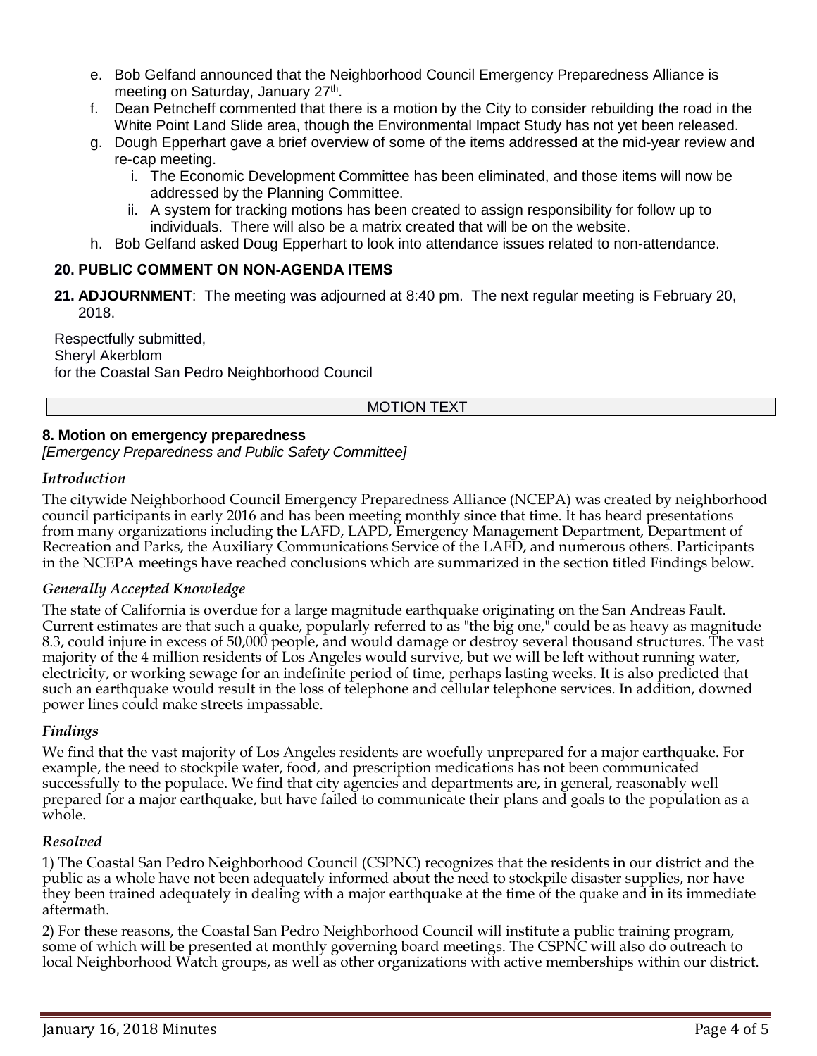e. Bob Gelfand announced that the Neighborhood Council Emergency Preparedness Alliance is meeting on Saturday, January 27th.
f. Dean Petncheff commented that there is a motion by the City to consider rebuilding the road in the White Point Land Slide area, though the Environmental Impact Study has not yet been released.
g. Dough Epperhart gave a brief overview of some of the items addressed at the mid-year review and re-cap meeting.
    i. The Economic Development Committee has been eliminated, and those items will now be addressed by the Planning Committee.
    ii. A system for tracking motions has been created to assign responsibility for follow up to individuals. There will also be a matrix created that will be on the website.
h. Bob Gelfand asked Doug Epperhart to look into attendance issues related to non-attendance.

**20. PUBLIC COMMENT ON NON-AGENDA ITEMS**

**21. ADJOURNMENT**: The meeting was adjourned at 8:40 pm. The next regular meeting is February 20, 2018.

Respectfully submitted,
Sheryl Akerblom
for the Coastal San Pedro Neighborhood Council

## MOTION TEXT

**8. Motion on emergency preparedness**
*[Emergency Preparedness and Public Safety Committee]*

***Introduction***

The citywide Neighborhood Council Emergency Preparedness Alliance (NCEPA) was created by neighborhood council participants in early 2016 and has been meeting monthly since that time. It has heard presentations from many organizations including the LAFD, LAPD, Emergency Management Department, Department of Recreation and Parks, the Auxiliary Communications Service of the LAFD, and numerous others. Participants in the NCEPA meetings have reached conclusions which are summarized in the section titled Findings below.

***Generally Accepted Knowledge***

The state of California is overdue for a large magnitude earthquake originating on the San Andreas Fault. Current estimates are that such a quake, popularly referred to as "the big one," could be as heavy as magnitude 8.3, could injure in excess of 50,000 people, and would damage or destroy several thousand structures. The vast majority of the 4 million residents of Los Angeles would survive, but we will be left without running water, electricity, or working sewage for an indefinite period of time, perhaps lasting weeks. It is also predicted that such an earthquake would result in the loss of telephone and cellular telephone services. In addition, downed power lines could make streets impassable.

***Findings***

We find that the vast majority of Los Angeles residents are woefully unprepared for a major earthquake. For example, the need to stockpile water, food, and prescription medications has not been communicated successfully to the populace. We find that city agencies and departments are, in general, reasonably well prepared for a major earthquake, but have failed to communicate their plans and goals to the population as a whole.

***Resolved***

1) The Coastal San Pedro Neighborhood Council (CSPNC) recognizes that the residents in our district and the public as a whole have not been adequately informed about the need to stockpile disaster supplies, nor have they been trained adequately in dealing with a major earthquake at the time of the quake and in its immediate aftermath.

2) For these reasons, the Coastal San Pedro Neighborhood Council will institute a public training program, some of which will be presented at monthly governing board meetings. The CSPNC will also do outreach to local Neighborhood Watch groups, as well as other organizations with active memberships within our district.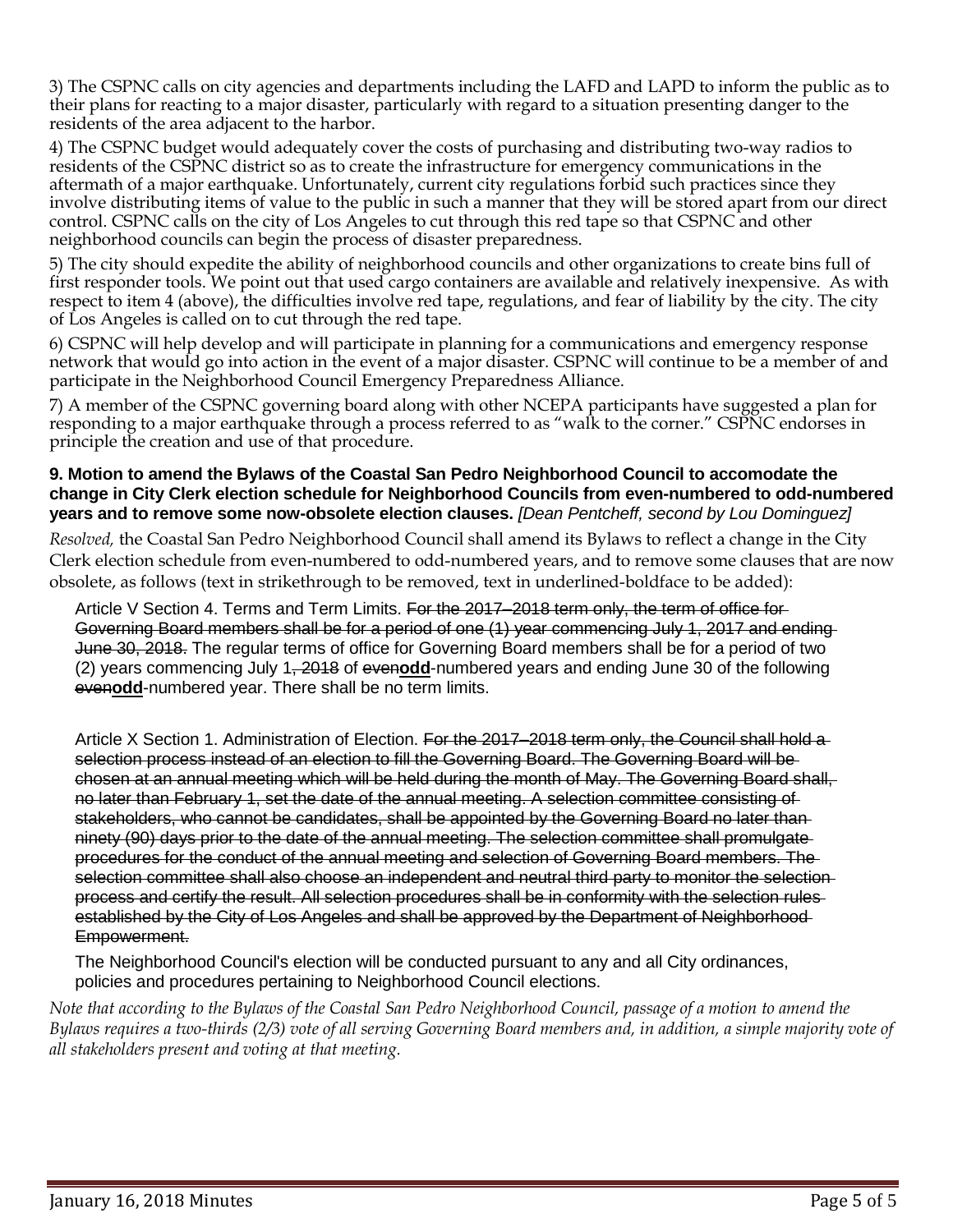3) The CSPNC calls on city agencies and departments including the LAFD and LAPD to inform the public as to their plans for reacting to a major disaster, particularly with regard to a situation presenting danger to the residents of the area adjacent to the harbor.

4) The CSPNC budget would adequately cover the costs of purchasing and distributing two-way radios to residents of the CSPNC district so as to create the infrastructure for emergency communications in the aftermath of a major earthquake. Unfortunately, current city regulations forbid such practices since they involve distributing items of value to the public in such a manner that they will be stored apart from our direct control. CSPNC calls on the city of Los Angeles to cut through this red tape so that CSPNC and other neighborhood councils can begin the process of disaster preparedness.

5) The city should expedite the ability of neighborhood councils and other organizations to create bins full of first responder tools. We point out that used cargo containers are available and relatively inexpensive. As with respect to item 4 (above), the difficulties involve red tape, regulations, and fear of liability by the city. The city of Los Angeles is called on to cut through the red tape.

6) CSPNC will help develop and will participate in planning for a communications and emergency response network that would go into action in the event of a major disaster. CSPNC will continue to be a member of and participate in the Neighborhood Council Emergency Preparedness Alliance.

7) A member of the CSPNC governing board along with other NCEPA participants have suggested a plan for responding to a major earthquake through a process referred to as "walk to the corner." CSPNC endorses in principle the creation and use of that procedure.

**9. Motion to amend the Bylaws of the Coastal San Pedro Neighborhood Council to accomodate the change in City Clerk election schedule for Neighborhood Councils from even-numbered to odd-numbered years and to remove some now-obsolete election clauses.** *[Dean Pentcheff, second by Lou Dominguez]*

*Resolved,* the Coastal San Pedro Neighborhood Council shall amend its Bylaws to reflect a change in the City Clerk election schedule from even-numbered to odd-numbered years, and to remove some clauses that are now obsolete, as follows (text in strikethrough to be removed, text in underlined-boldface to be added):

Article V Section 4. Terms and Term Limits. ~~For the 2017–2018 term only, the term of office for Governing Board members shall be for a period of one (1) year commencing July 1, 2017 and ending June 30, 2018.~~ The regular terms of office for Governing Board members shall be for a period of two (2) years commencing July 1~~, 2018~~ of ~~even~~<u>**odd**</u>-numbered years and ending June 30 of the following ~~even~~<u>**odd**</u>-numbered year. There shall be no term limits.

Article X Section 1. Administration of Election. ~~For the 2017–2018 term only, the Council shall hold a selection process instead of an election to fill the Governing Board. The Governing Board will be chosen at an annual meeting which will be held during the month of May. The Governing Board shall, no later than February 1, set the date of the annual meeting. A selection committee consisting of stakeholders, who cannot be candidates, shall be appointed by the Governing Board no later than ninety (90) days prior to the date of the annual meeting. The selection committee shall promulgate procedures for the conduct of the annual meeting and selection of Governing Board members. The selection committee shall also choose an independent and neutral third party to monitor the selection process and certify the result. All selection procedures shall be in conformity with the selection rules established by the City of Los Angeles and shall be approved by the Department of Neighborhood Empowerment.~~

The Neighborhood Council's election will be conducted pursuant to any and all City ordinances, policies and procedures pertaining to Neighborhood Council elections.

*Note that according to the Bylaws of the Coastal San Pedro Neighborhood Council, passage of a motion to amend the Bylaws requires a two-thirds (2/3) vote of all serving Governing Board members and, in addition, a simple majority vote of all stakeholders present and voting at that meeting.*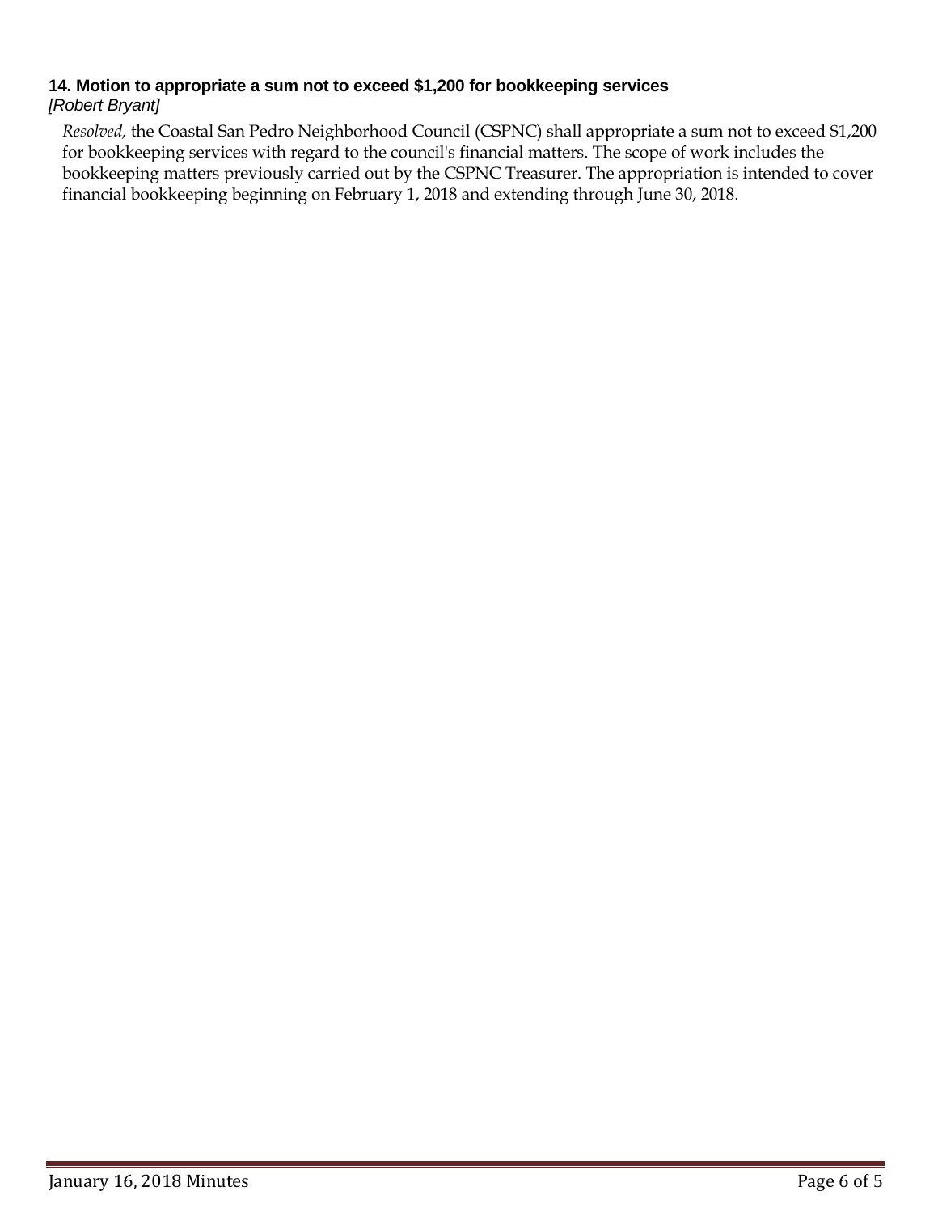**14. Motion to appropriate a sum not to exceed $1,200 for bookkeeping services**
*[Robert Bryant]*

*Resolved,* the Coastal San Pedro Neighborhood Council (CSPNC) shall appropriate a sum not to exceed $1,200 for bookkeeping services with regard to the council's financial matters. The scope of work includes the bookkeeping matters previously carried out by the CSPNC Treasurer. The appropriation is intended to cover financial bookkeeping beginning on February 1, 2018 and extending through June 30, 2018.